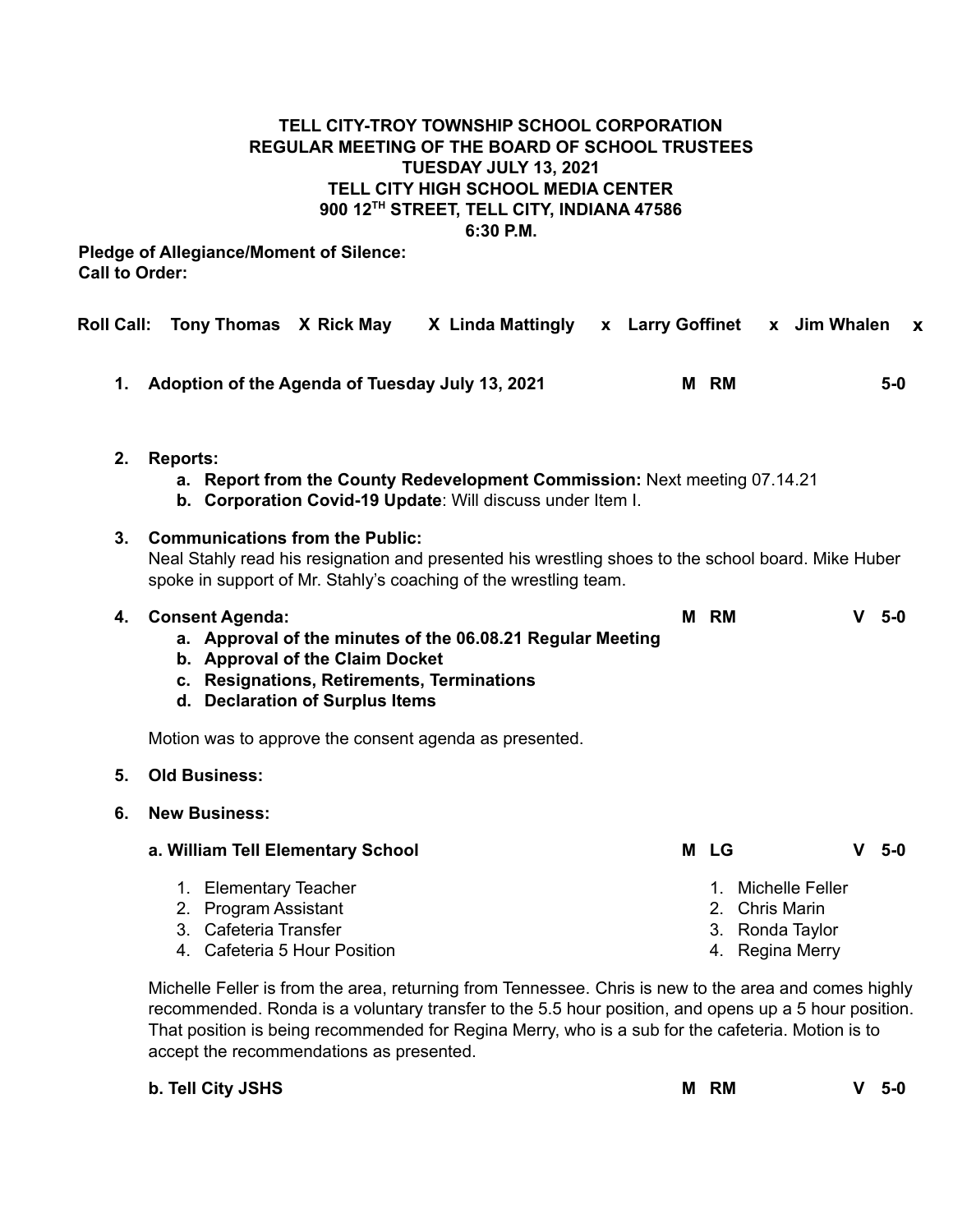**TELL CITY-TROY TOWNSHIP SCHOOL CORPORATION**
**REGULAR MEETING OF THE BOARD OF SCHOOL TRUSTEES**
**TUESDAY JULY 13, 2021**
**TELL CITY HIGH SCHOOL MEDIA CENTER**
**900 12TH STREET, TELL CITY, INDIANA 47586**
**6:30 P.M.**

**Pledge of Allegiance/Moment of Silence:**
**Call to Order:**

**Roll Call: Tony Thomas X Rick May X Linda Mattingly x Larry Goffinet x Jim Whalen x**

1. **Adoption of the Agenda of Tuesday July 13, 2021** **M RM** **5-0**

2. **Reports:**
   a. **Report from the County Redevelopment Commission:** Next meeting 07.14.21
   b. **Corporation Covid-19 Update**: Will discuss under Item I.

3. **Communications from the Public:**
   Neal Stahly read his resignation and presented his wrestling shoes to the school board. Mike Huber spoke in support of Mr. Stahly's coaching of the wrestling team.

4. **Consent Agenda:** **M RM** **V 5-0**
   a. **Approval of the minutes of the 06.08.21 Regular Meeting**
   b. **Approval of the Claim Docket**
   c. **Resignations, Retirements, Terminations**
   d. **Declaration of Surplus Items**

   Motion was to approve the consent agenda as presented.

5. **Old Business:**

6. **New Business:**

   **a. William Tell Elementary School** **M LG** **V 5-0**

   1. Elementary Teacher — 1. Michelle Feller
   2. Program Assistant — 2. Chris Marin
   3. Cafeteria Transfer — 3. Ronda Taylor
   4. Cafeteria 5 Hour Position — 4. Regina Merry

   Michelle Feller is from the area, returning from Tennessee. Chris is new to the area and comes highly recommended. Ronda is a voluntary transfer to the 5.5 hour position, and opens up a 5 hour position. That position is being recommended for Regina Merry, who is a sub for the cafeteria. Motion is to accept the recommendations as presented.

   **b. Tell City JSHS** **M RM** **V 5-0**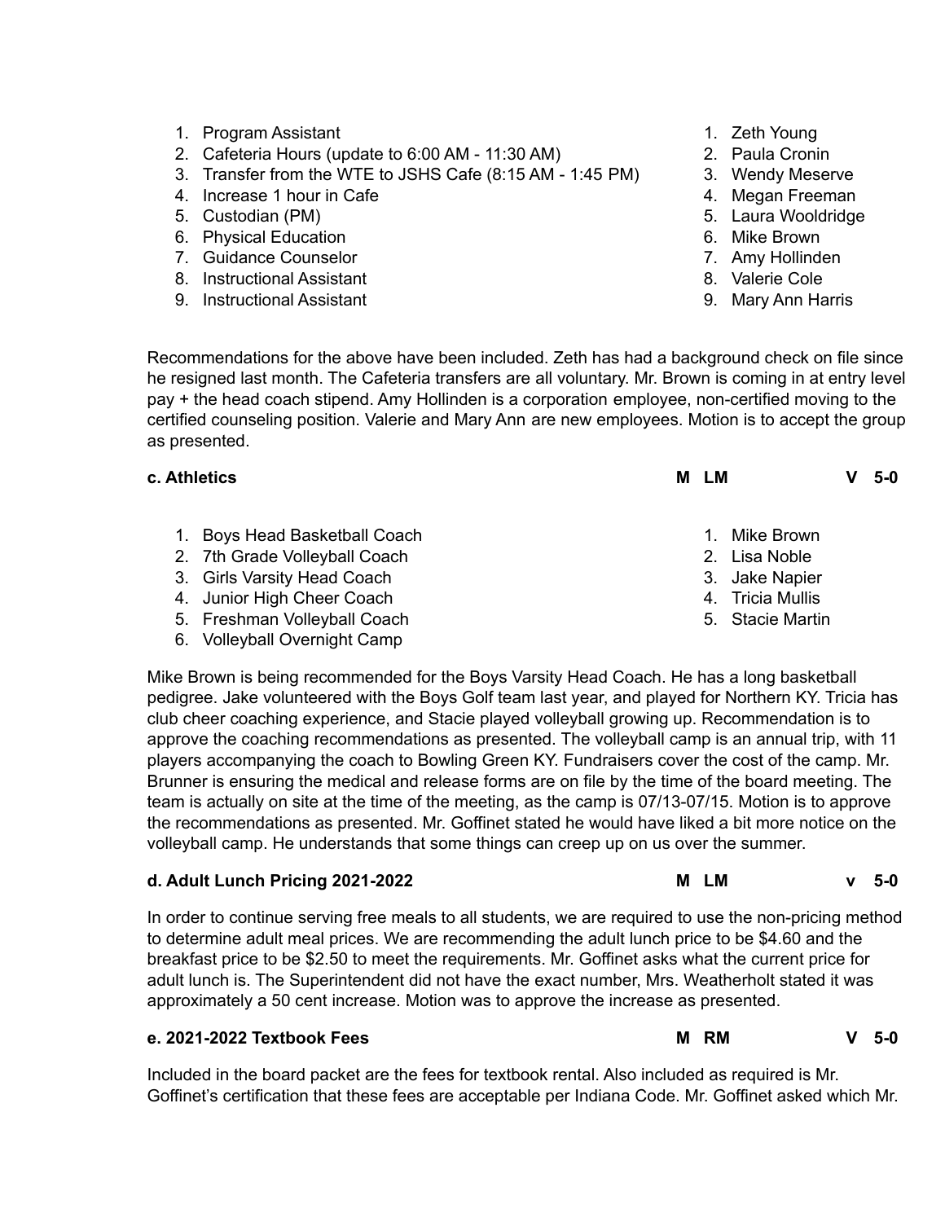1. Program Assistant
2. Cafeteria Hours (update to 6:00 AM - 11:30 AM)
3. Transfer from the WTE to JSHS Cafe (8:15 AM - 1:45 PM)
4. Increase 1 hour in Cafe
5. Custodian (PM)
6. Physical Education
7. Guidance Counselor
8. Instructional Assistant
9. Instructional Assistant

1. Zeth Young
2. Paula Cronin
3. Wendy Meserve
4. Megan Freeman
5. Laura Wooldridge
6. Mike Brown
7. Amy Hollinden
8. Valerie Cole
9. Mary Ann Harris

Recommendations for the above have been included. Zeth has had a background check on file since he resigned last month. The Cafeteria transfers are all voluntary. Mr. Brown is coming in at entry level pay + the head coach stipend. Amy Hollinden is a corporation employee, non-certified moving to the certified counseling position. Valerie and Mary Ann are new employees. Motion is to accept the group as presented.

**c. Athletics** **M LM** **V 5-0**

1. Boys Head Basketball Coach
2. 7th Grade Volleyball Coach
3. Girls Varsity Head Coach
4. Junior High Cheer Coach
5. Freshman Volleyball Coach
6. Volleyball Overnight Camp

1. Mike Brown
2. Lisa Noble
3. Jake Napier
4. Tricia Mullis
5. Stacie Martin

Mike Brown is being recommended for the Boys Varsity Head Coach. He has a long basketball pedigree. Jake volunteered with the Boys Golf team last year, and played for Northern KY. Tricia has club cheer coaching experience, and Stacie played volleyball growing up. Recommendation is to approve the coaching recommendations as presented. The volleyball camp is an annual trip, with 11 players accompanying the coach to Bowling Green KY. Fundraisers cover the cost of the camp. Mr. Brunner is ensuring the medical and release forms are on file by the time of the board meeting. The team is actually on site at the time of the meeting, as the camp is 07/13-07/15. Motion is to approve the recommendations as presented. Mr. Goffinet stated he would have liked a bit more notice on the volleyball camp. He understands that some things can creep up on us over the summer.

**d. Adult Lunch Pricing 2021-2022** **M LM** **v 5-0**

In order to continue serving free meals to all students, we are required to use the non-pricing method to determine adult meal prices. We are recommending the adult lunch price to be $4.60 and the breakfast price to be $2.50 to meet the requirements. Mr. Goffinet asks what the current price for adult lunch is. The Superintendent did not have the exact number, Mrs. Weatherholt stated it was approximately a 50 cent increase. Motion was to approve the increase as presented.

**e. 2021-2022 Textbook Fees** **M RM** **V 5-0**

Included in the board packet are the fees for textbook rental. Also included as required is Mr. Goffinet's certification that these fees are acceptable per Indiana Code. Mr. Goffinet asked which Mr.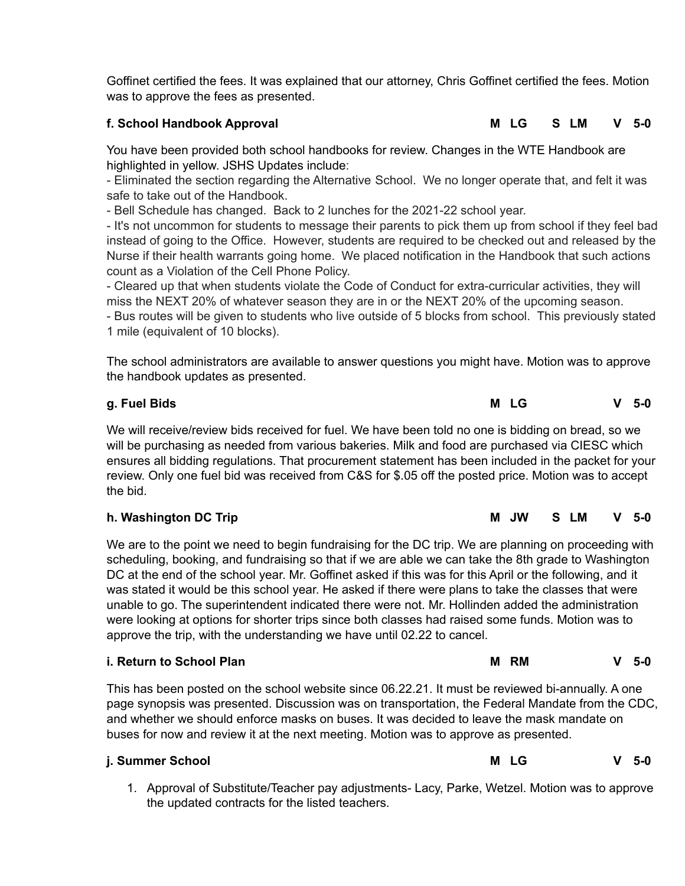Goffinet certified the fees. It was explained that our attorney, Chris Goffinet certified the fees. Motion was to approve the fees as presented.

**f. School Handbook Approval** **M LG S LM V 5-0**

You have been provided both school handbooks for review. Changes in the WTE Handbook are highlighted in yellow. JSHS Updates include:

- Eliminated the section regarding the Alternative School. We no longer operate that, and felt it was safe to take out of the Handbook.
- Bell Schedule has changed. Back to 2 lunches for the 2021-22 school year.
- It's not uncommon for students to message their parents to pick them up from school if they feel bad instead of going to the Office. However, students are required to be checked out and released by the Nurse if their health warrants going home. We placed notification in the Handbook that such actions count as a Violation of the Cell Phone Policy.
- Cleared up that when students violate the Code of Conduct for extra-curricular activities, they will miss the NEXT 20% of whatever season they are in or the NEXT 20% of the upcoming season.
- Bus routes will be given to students who live outside of 5 blocks from school. This previously stated 1 mile (equivalent of 10 blocks).

The school administrators are available to answer questions you might have. Motion was to approve the handbook updates as presented.

**g. Fuel Bids** **M LG V 5-0**

We will receive/review bids received for fuel. We have been told no one is bidding on bread, so we will be purchasing as needed from various bakeries. Milk and food are purchased via CIESC which ensures all bidding regulations. That procurement statement has been included in the packet for your review. Only one fuel bid was received from C&S for $.05 off the posted price. Motion was to accept the bid.

**h. Washington DC Trip** **M JW S LM V 5-0**

We are to the point we need to begin fundraising for the DC trip. We are planning on proceeding with scheduling, booking, and fundraising so that if we are able we can take the 8th grade to Washington DC at the end of the school year. Mr. Goffinet asked if this was for this April or the following, and it was stated it would be this school year. He asked if there were plans to take the classes that were unable to go. The superintendent indicated there were not. Mr. Hollinden added the administration were looking at options for shorter trips since both classes had raised some funds. Motion was to approve the trip, with the understanding we have until 02.22 to cancel.

**i. Return to School Plan** **M RM V 5-0**

This has been posted on the school website since 06.22.21. It must be reviewed bi-annually. A one page synopsis was presented. Discussion was on transportation, the Federal Mandate from the CDC, and whether we should enforce masks on buses. It was decided to leave the mask mandate on buses for now and review it at the next meeting. Motion was to approve as presented.

**j. Summer School** **M LG V 5-0**

1. Approval of Substitute/Teacher pay adjustments- Lacy, Parke, Wetzel. Motion was to approve the updated contracts for the listed teachers.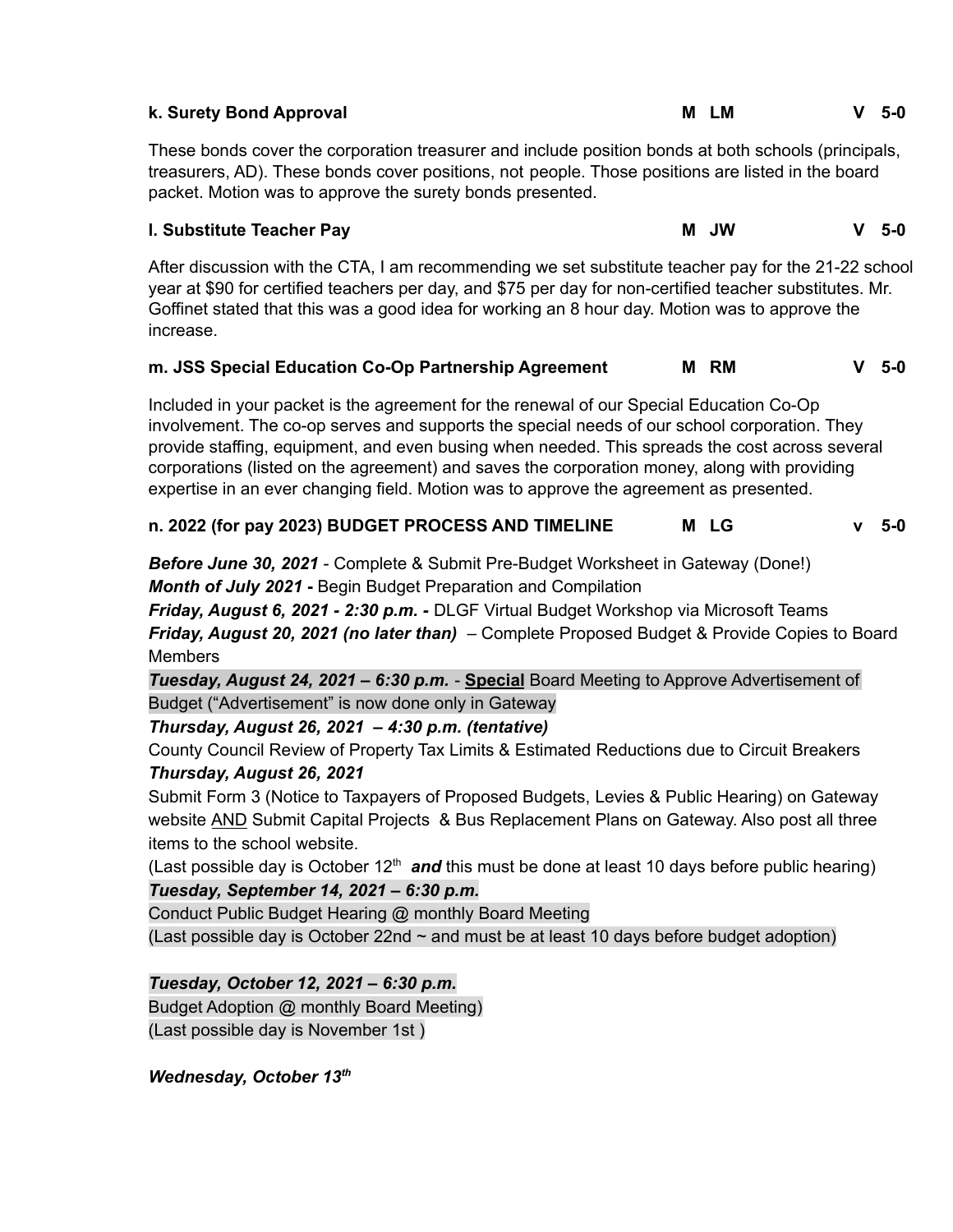**k. Surety Bond Approval** **M LM** **V 5-0**

These bonds cover the corporation treasurer and include position bonds at both schools (principals, treasurers, AD). These bonds cover positions, not people. Those positions are listed in the board packet. Motion was to approve the surety bonds presented.

**l. Substitute Teacher Pay** **M JW** **V 5-0**

After discussion with the CTA, I am recommending we set substitute teacher pay for the 21-22 school year at $90 for certified teachers per day, and $75 per day for non-certified teacher substitutes. Mr. Goffinet stated that this was a good idea for working an 8 hour day. Motion was to approve the increase.

**m. JSS Special Education Co-Op Partnership Agreement** **M RM** **V 5-0**

Included in your packet is the agreement for the renewal of our Special Education Co-Op involvement. The co-op serves and supports the special needs of our school corporation. They provide staffing, equipment, and even busing when needed. This spreads the cost across several corporations (listed on the agreement) and saves the corporation money, along with providing expertise in an ever changing field. Motion was to approve the agreement as presented.

**n. 2022 (for pay 2023) BUDGET PROCESS AND TIMELINE** **M LG** **v 5-0**

***Before June 30, 2021*** - Complete & Submit Pre-Budget Worksheet in Gateway (Done!)
***Month of July 2021 -*** Begin Budget Preparation and Compilation
***Friday, August 6, 2021 - 2:30 p.m. -*** DLGF Virtual Budget Workshop via Microsoft Teams
***Friday, August 20, 2021 (no later than)*** – Complete Proposed Budget & Provide Copies to Board Members
***Tuesday, August 24, 2021 – 6:30 p.m.*** - **Special** Board Meeting to Approve Advertisement of Budget ("Advertisement" is now done only in Gateway
***Thursday, August 26, 2021 – 4:30 p.m. (tentative)***
County Council Review of Property Tax Limits & Estimated Reductions due to Circuit Breakers
***Thursday, August 26, 2021***
Submit Form 3 (Notice to Taxpayers of Proposed Budgets, Levies & Public Hearing) on Gateway website AND Submit Capital Projects & Bus Replacement Plans on Gateway. Also post all three items to the school website.
(Last possible day is October 12th ***and*** this must be done at least 10 days before public hearing)
***Tuesday, September 14, 2021 – 6:30 p.m.***
Conduct Public Budget Hearing @ monthly Board Meeting
(Last possible day is October 22nd ~ and must be at least 10 days before budget adoption)

***Tuesday, October 12, 2021 – 6:30 p.m.***
Budget Adoption @ monthly Board Meeting)
(Last possible day is November 1st )

***Wednesday, October 13th***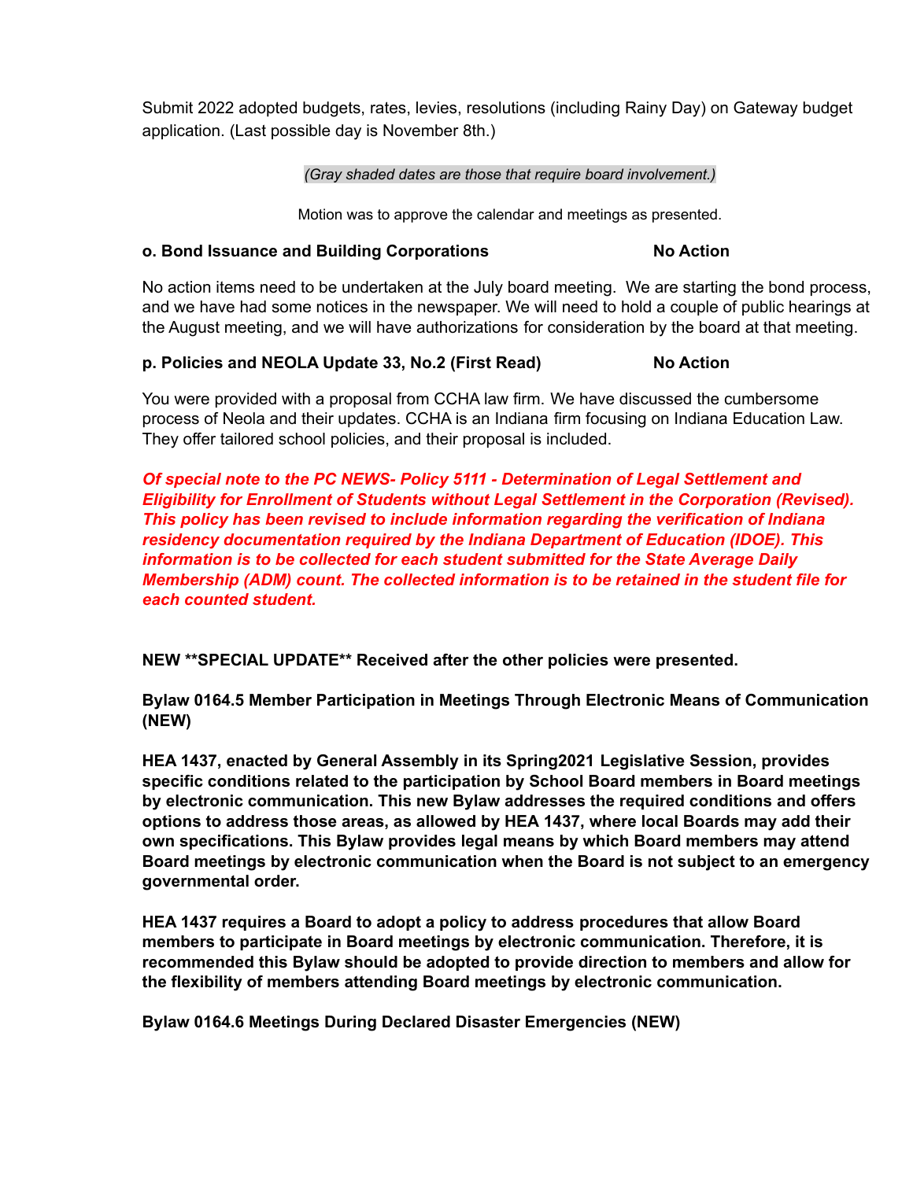Submit 2022 adopted budgets, rates, levies, resolutions (including Rainy Day) on Gateway budget application. (Last possible day is November 8th.)

*(Gray shaded dates are those that require board involvement.)*

Motion was to approve the calendar and meetings as presented.

**o. Bond Issuance and Building Corporations** **No Action**

No action items need to be undertaken at the July board meeting. We are starting the bond process, and we have had some notices in the newspaper. We will need to hold a couple of public hearings at the August meeting, and we will have authorizations for consideration by the board at that meeting.

**p. Policies and NEOLA Update 33, No.2 (First Read)** **No Action**

You were provided with a proposal from CCHA law firm. We have discussed the cumbersome process of Neola and their updates. CCHA is an Indiana firm focusing on Indiana Education Law. They offer tailored school policies, and their proposal is included.

***Of special note to the PC NEWS- Policy 5111 - Determination of Legal Settlement and Eligibility for Enrollment of Students without Legal Settlement in the Corporation (Revised). This policy has been revised to include information regarding the verification of Indiana residency documentation required by the Indiana Department of Education (IDOE). This information is to be collected for each student submitted for the State Average Daily Membership (ADM) count. The collected information is to be retained in the student file for each counted student.***

**NEW **SPECIAL UPDATE** Received after the other policies were presented.**

**Bylaw 0164.5 Member Participation in Meetings Through Electronic Means of Communication (NEW)**

**HEA 1437, enacted by General Assembly in its Spring2021 Legislative Session, provides specific conditions related to the participation by School Board members in Board meetings by electronic communication. This new Bylaw addresses the required conditions and offers options to address those areas, as allowed by HEA 1437, where local Boards may add their own specifications. This Bylaw provides legal means by which Board members may attend Board meetings by electronic communication when the Board is not subject to an emergency governmental order.**

**HEA 1437 requires a Board to adopt a policy to address procedures that allow Board members to participate in Board meetings by electronic communication. Therefore, it is recommended this Bylaw should be adopted to provide direction to members and allow for the flexibility of members attending Board meetings by electronic communication.**

**Bylaw 0164.6 Meetings During Declared Disaster Emergencies (NEW)**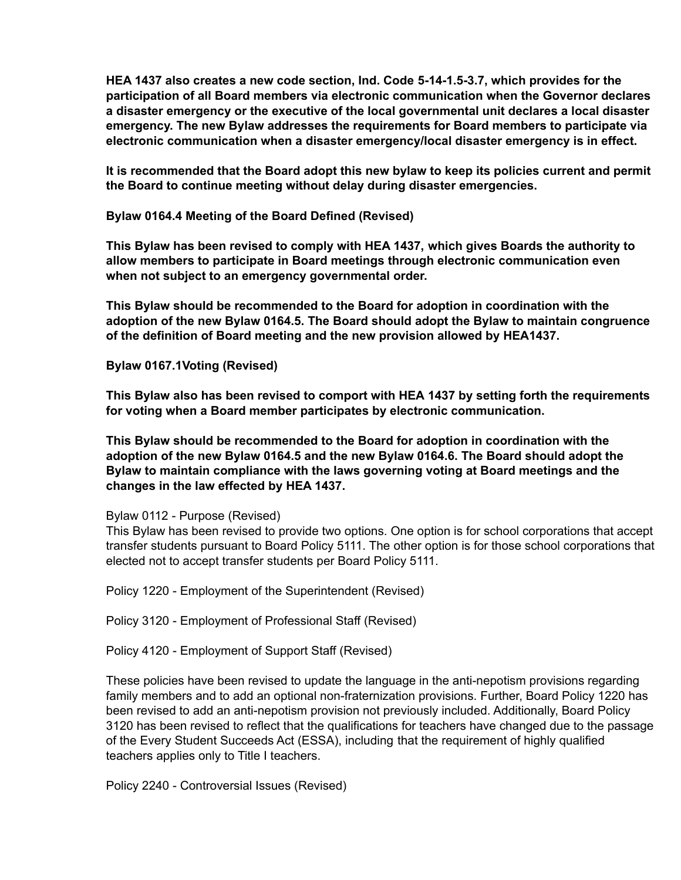**HEA 1437 also creates a new code section, Ind. Code 5-14-1.5-3.7, which provides for the participation of all Board members via electronic communication when the Governor declares a disaster emergency or the executive of the local governmental unit declares a local disaster emergency. The new Bylaw addresses the requirements for Board members to participate via electronic communication when a disaster emergency/local disaster emergency is in effect.**

**It is recommended that the Board adopt this new bylaw to keep its policies current and permit the Board to continue meeting without delay during disaster emergencies.**

**Bylaw 0164.4 Meeting of the Board Defined (Revised)**

**This Bylaw has been revised to comply with HEA 1437, which gives Boards the authority to allow members to participate in Board meetings through electronic communication even when not subject to an emergency governmental order.**

**This Bylaw should be recommended to the Board for adoption in coordination with the adoption of the new Bylaw 0164.5. The Board should adopt the Bylaw to maintain congruence of the definition of Board meeting and the new provision allowed by HEA1437.**

**Bylaw 0167.1Voting (Revised)**

**This Bylaw also has been revised to comport with HEA 1437 by setting forth the requirements for voting when a Board member participates by electronic communication.**

**This Bylaw should be recommended to the Board for adoption in coordination with the adoption of the new Bylaw 0164.5 and the new Bylaw 0164.6. The Board should adopt the Bylaw to maintain compliance with the laws governing voting at Board meetings and the changes in the law effected by HEA 1437.**

Bylaw 0112 - Purpose (Revised)
This Bylaw has been revised to provide two options. One option is for school corporations that accept transfer students pursuant to Board Policy 5111. The other option is for those school corporations that elected not to accept transfer students per Board Policy 5111.

Policy 1220 - Employment of the Superintendent (Revised)

Policy 3120 - Employment of Professional Staff (Revised)

Policy 4120 - Employment of Support Staff (Revised)

These policies have been revised to update the language in the anti-nepotism provisions regarding family members and to add an optional non-fraternization provisions. Further, Board Policy 1220 has been revised to add an anti-nepotism provision not previously included. Additionally, Board Policy 3120 has been revised to reflect that the qualifications for teachers have changed due to the passage of the Every Student Succeeds Act (ESSA), including that the requirement of highly qualified teachers applies only to Title I teachers.

Policy 2240 - Controversial Issues (Revised)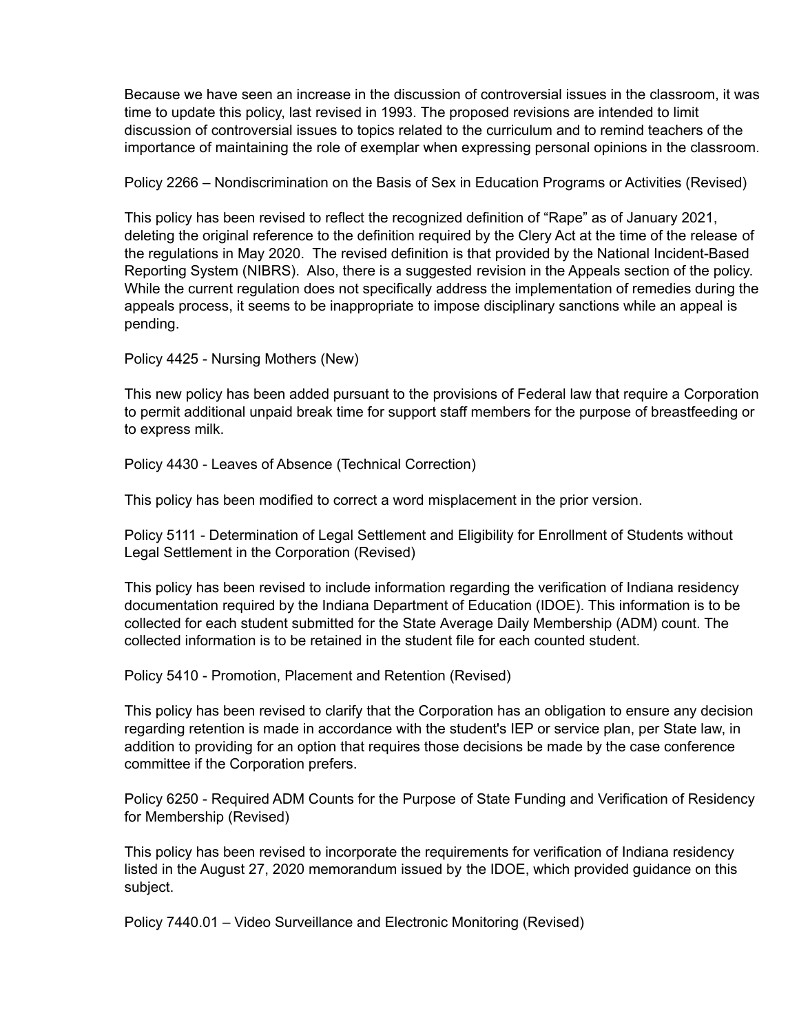Because we have seen an increase in the discussion of controversial issues in the classroom, it was time to update this policy, last revised in 1993. The proposed revisions are intended to limit discussion of controversial issues to topics related to the curriculum and to remind teachers of the importance of maintaining the role of exemplar when expressing personal opinions in the classroom.

Policy 2266 – Nondiscrimination on the Basis of Sex in Education Programs or Activities (Revised)

This policy has been revised to reflect the recognized definition of "Rape" as of January 2021, deleting the original reference to the definition required by the Clery Act at the time of the release of the regulations in May 2020. The revised definition is that provided by the National Incident-Based Reporting System (NIBRS). Also, there is a suggested revision in the Appeals section of the policy. While the current regulation does not specifically address the implementation of remedies during the appeals process, it seems to be inappropriate to impose disciplinary sanctions while an appeal is pending.

Policy 4425 - Nursing Mothers (New)

This new policy has been added pursuant to the provisions of Federal law that require a Corporation to permit additional unpaid break time for support staff members for the purpose of breastfeeding or to express milk.

Policy 4430 - Leaves of Absence (Technical Correction)

This policy has been modified to correct a word misplacement in the prior version.

Policy 5111 - Determination of Legal Settlement and Eligibility for Enrollment of Students without Legal Settlement in the Corporation (Revised)

This policy has been revised to include information regarding the verification of Indiana residency documentation required by the Indiana Department of Education (IDOE). This information is to be collected for each student submitted for the State Average Daily Membership (ADM) count. The collected information is to be retained in the student file for each counted student.

Policy 5410 - Promotion, Placement and Retention (Revised)

This policy has been revised to clarify that the Corporation has an obligation to ensure any decision regarding retention is made in accordance with the student's IEP or service plan, per State law, in addition to providing for an option that requires those decisions be made by the case conference committee if the Corporation prefers.

Policy 6250 - Required ADM Counts for the Purpose of State Funding and Verification of Residency for Membership (Revised)

This policy has been revised to incorporate the requirements for verification of Indiana residency listed in the August 27, 2020 memorandum issued by the IDOE, which provided guidance on this subject.

Policy 7440.01 – Video Surveillance and Electronic Monitoring (Revised)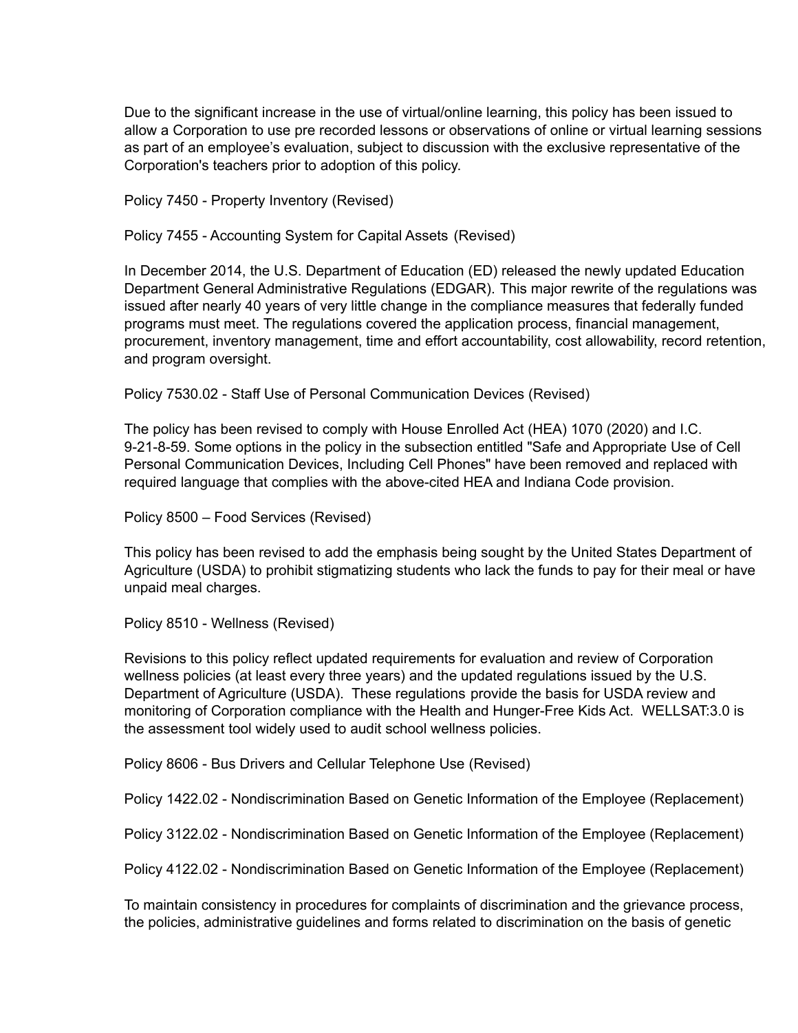Due to the significant increase in the use of virtual/online learning, this policy has been issued to allow a Corporation to use pre recorded lessons or observations of online or virtual learning sessions as part of an employee's evaluation, subject to discussion with the exclusive representative of the Corporation's teachers prior to adoption of this policy.

Policy 7450 - Property Inventory (Revised)

Policy 7455 - Accounting System for Capital Assets (Revised)

In December 2014, the U.S. Department of Education (ED) released the newly updated Education Department General Administrative Regulations (EDGAR). This major rewrite of the regulations was issued after nearly 40 years of very little change in the compliance measures that federally funded programs must meet. The regulations covered the application process, financial management, procurement, inventory management, time and effort accountability, cost allowability, record retention, and program oversight.

Policy 7530.02 - Staff Use of Personal Communication Devices (Revised)

The policy has been revised to comply with House Enrolled Act (HEA) 1070 (2020) and I.C. 9-21-8-59. Some options in the policy in the subsection entitled "Safe and Appropriate Use of Cell Personal Communication Devices, Including Cell Phones" have been removed and replaced with required language that complies with the above-cited HEA and Indiana Code provision.

Policy 8500 – Food Services (Revised)

This policy has been revised to add the emphasis being sought by the United States Department of Agriculture (USDA) to prohibit stigmatizing students who lack the funds to pay for their meal or have unpaid meal charges.

Policy 8510 - Wellness (Revised)

Revisions to this policy reflect updated requirements for evaluation and review of Corporation wellness policies (at least every three years) and the updated regulations issued by the U.S. Department of Agriculture (USDA). These regulations provide the basis for USDA review and monitoring of Corporation compliance with the Health and Hunger-Free Kids Act. WELLSAT:3.0 is the assessment tool widely used to audit school wellness policies.

Policy 8606 - Bus Drivers and Cellular Telephone Use (Revised)

Policy 1422.02 - Nondiscrimination Based on Genetic Information of the Employee (Replacement)

Policy 3122.02 - Nondiscrimination Based on Genetic Information of the Employee (Replacement)

Policy 4122.02 - Nondiscrimination Based on Genetic Information of the Employee (Replacement)

To maintain consistency in procedures for complaints of discrimination and the grievance process, the policies, administrative guidelines and forms related to discrimination on the basis of genetic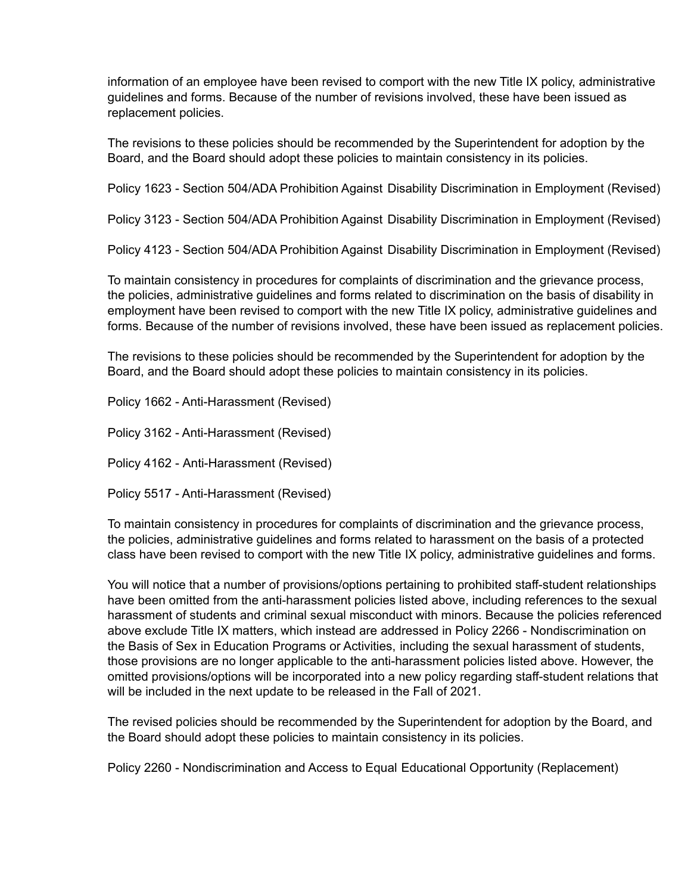information of an employee have been revised to comport with the new Title IX policy, administrative guidelines and forms. Because of the number of revisions involved, these have been issued as replacement policies.

The revisions to these policies should be recommended by the Superintendent for adoption by the Board, and the Board should adopt these policies to maintain consistency in its policies.

Policy 1623 - Section 504/ADA Prohibition Against Disability Discrimination in Employment (Revised)

Policy 3123 - Section 504/ADA Prohibition Against Disability Discrimination in Employment (Revised)

Policy 4123 - Section 504/ADA Prohibition Against Disability Discrimination in Employment (Revised)

To maintain consistency in procedures for complaints of discrimination and the grievance process, the policies, administrative guidelines and forms related to discrimination on the basis of disability in employment have been revised to comport with the new Title IX policy, administrative guidelines and forms. Because of the number of revisions involved, these have been issued as replacement policies.

The revisions to these policies should be recommended by the Superintendent for adoption by the Board, and the Board should adopt these policies to maintain consistency in its policies.

Policy 1662 - Anti-Harassment (Revised)

Policy 3162 - Anti-Harassment (Revised)

Policy 4162 - Anti-Harassment (Revised)

Policy 5517 - Anti-Harassment (Revised)

To maintain consistency in procedures for complaints of discrimination and the grievance process, the policies, administrative guidelines and forms related to harassment on the basis of a protected class have been revised to comport with the new Title IX policy, administrative guidelines and forms.

You will notice that a number of provisions/options pertaining to prohibited staff-student relationships have been omitted from the anti-harassment policies listed above, including references to the sexual harassment of students and criminal sexual misconduct with minors. Because the policies referenced above exclude Title IX matters, which instead are addressed in Policy 2266 - Nondiscrimination on the Basis of Sex in Education Programs or Activities, including the sexual harassment of students, those provisions are no longer applicable to the anti-harassment policies listed above. However, the omitted provisions/options will be incorporated into a new policy regarding staff-student relations that will be included in the next update to be released in the Fall of 2021.

The revised policies should be recommended by the Superintendent for adoption by the Board, and the Board should adopt these policies to maintain consistency in its policies.

Policy 2260 - Nondiscrimination and Access to Equal Educational Opportunity (Replacement)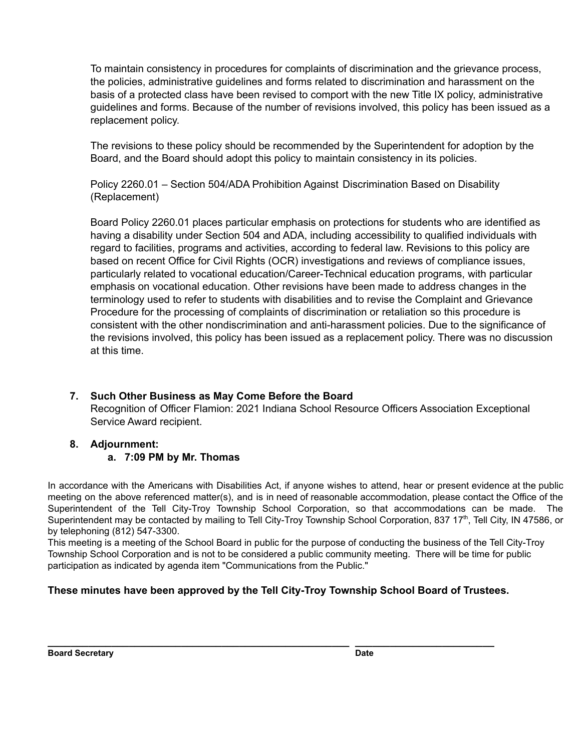To maintain consistency in procedures for complaints of discrimination and the grievance process, the policies, administrative guidelines and forms related to discrimination and harassment on the basis of a protected class have been revised to comport with the new Title IX policy, administrative guidelines and forms. Because of the number of revisions involved, this policy has been issued as a replacement policy.

The revisions to these policy should be recommended by the Superintendent for adoption by the Board, and the Board should adopt this policy to maintain consistency in its policies.

Policy 2260.01 – Section 504/ADA Prohibition Against Discrimination Based on Disability (Replacement)

Board Policy 2260.01 places particular emphasis on protections for students who are identified as having a disability under Section 504 and ADA, including accessibility to qualified individuals with regard to facilities, programs and activities, according to federal law. Revisions to this policy are based on recent Office for Civil Rights (OCR) investigations and reviews of compliance issues, particularly related to vocational education/Career-Technical education programs, with particular emphasis on vocational education. Other revisions have been made to address changes in the terminology used to refer to students with disabilities and to revise the Complaint and Grievance Procedure for the processing of complaints of discrimination or retaliation so this procedure is consistent with the other nondiscrimination and anti-harassment policies. Due to the significance of the revisions involved, this policy has been issued as a replacement policy. There was no discussion at this time.

7. **Such Other Business as May Come Before the Board**
   Recognition of Officer Flamion: 2021 Indiana School Resource Officers Association Exceptional Service Award recipient.

8. **Adjournment:**
   a. **7:09 PM by Mr. Thomas**

In accordance with the Americans with Disabilities Act, if anyone wishes to attend, hear or present evidence at the public meeting on the above referenced matter(s), and is in need of reasonable accommodation, please contact the Office of the Superintendent of the Tell City-Troy Township School Corporation, so that accommodations can be made. The Superintendent may be contacted by mailing to Tell City-Troy Township School Corporation, 837 17th, Tell City, IN 47586, or by telephoning (812) 547-3300.
This meeting is a meeting of the School Board in public for the purpose of conducting the business of the Tell City-Troy Township School Corporation and is not to be considered a public community meeting. There will be time for public participation as indicated by agenda item "Communications from the Public."

**These minutes have been approved by the Tell City-Troy Township School Board of Trustees.**

______________________________________________ ____________________

**Board Secretary** **Date**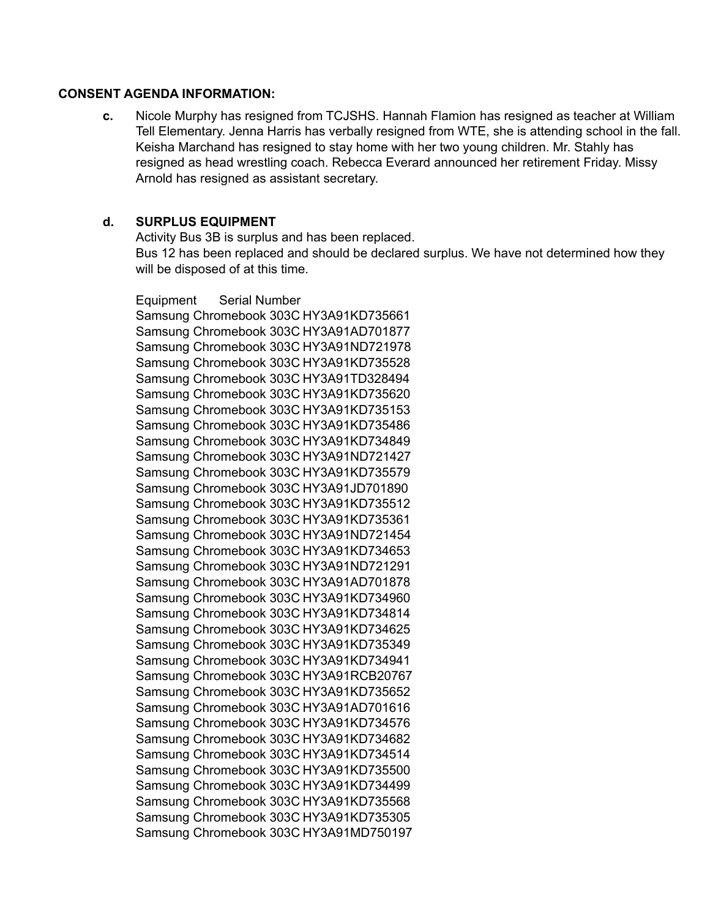**CONSENT AGENDA INFORMATION:**

**c.** Nicole Murphy has resigned from TCJSHS. Hannah Flamion has resigned as teacher at William Tell Elementary. Jenna Harris has verbally resigned from WTE, she is attending school in the fall. Keisha Marchand has resigned to stay home with her two young children. Mr. Stahly has resigned as head wrestling coach. Rebecca Everard announced her retirement Friday. Missy Arnold has resigned as assistant secretary.

**d. SURPLUS EQUIPMENT**

Activity Bus 3B is surplus and has been replaced.
Bus 12 has been replaced and should be declared surplus. We have not determined how they will be disposed of at this time.

| Equipment | Serial Number |
|---|---|
| Samsung Chromebook 303C | HY3A91KD735661 |
| Samsung Chromebook 303C | HY3A91AD701877 |
| Samsung Chromebook 303C | HY3A91ND721978 |
| Samsung Chromebook 303C | HY3A91KD735528 |
| Samsung Chromebook 303C | HY3A91TD328494 |
| Samsung Chromebook 303C | HY3A91KD735620 |
| Samsung Chromebook 303C | HY3A91KD735153 |
| Samsung Chromebook 303C | HY3A91KD735486 |
| Samsung Chromebook 303C | HY3A91KD734849 |
| Samsung Chromebook 303C | HY3A91ND721427 |
| Samsung Chromebook 303C | HY3A91KD735579 |
| Samsung Chromebook 303C | HY3A91JD701890 |
| Samsung Chromebook 303C | HY3A91KD735512 |
| Samsung Chromebook 303C | HY3A91KD735361 |
| Samsung Chromebook 303C | HY3A91ND721454 |
| Samsung Chromebook 303C | HY3A91KD734653 |
| Samsung Chromebook 303C | HY3A91ND721291 |
| Samsung Chromebook 303C | HY3A91AD701878 |
| Samsung Chromebook 303C | HY3A91KD734960 |
| Samsung Chromebook 303C | HY3A91KD734814 |
| Samsung Chromebook 303C | HY3A91KD734625 |
| Samsung Chromebook 303C | HY3A91KD735349 |
| Samsung Chromebook 303C | HY3A91KD734941 |
| Samsung Chromebook 303C | HY3A91RCB20767 |
| Samsung Chromebook 303C | HY3A91KD735652 |
| Samsung Chromebook 303C | HY3A91AD701616 |
| Samsung Chromebook 303C | HY3A91KD734576 |
| Samsung Chromebook 303C | HY3A91KD734682 |
| Samsung Chromebook 303C | HY3A91KD734514 |
| Samsung Chromebook 303C | HY3A91KD735500 |
| Samsung Chromebook 303C | HY3A91KD734499 |
| Samsung Chromebook 303C | HY3A91KD735568 |
| Samsung Chromebook 303C | HY3A91KD735305 |
| Samsung Chromebook 303C | HY3A91MD750197 |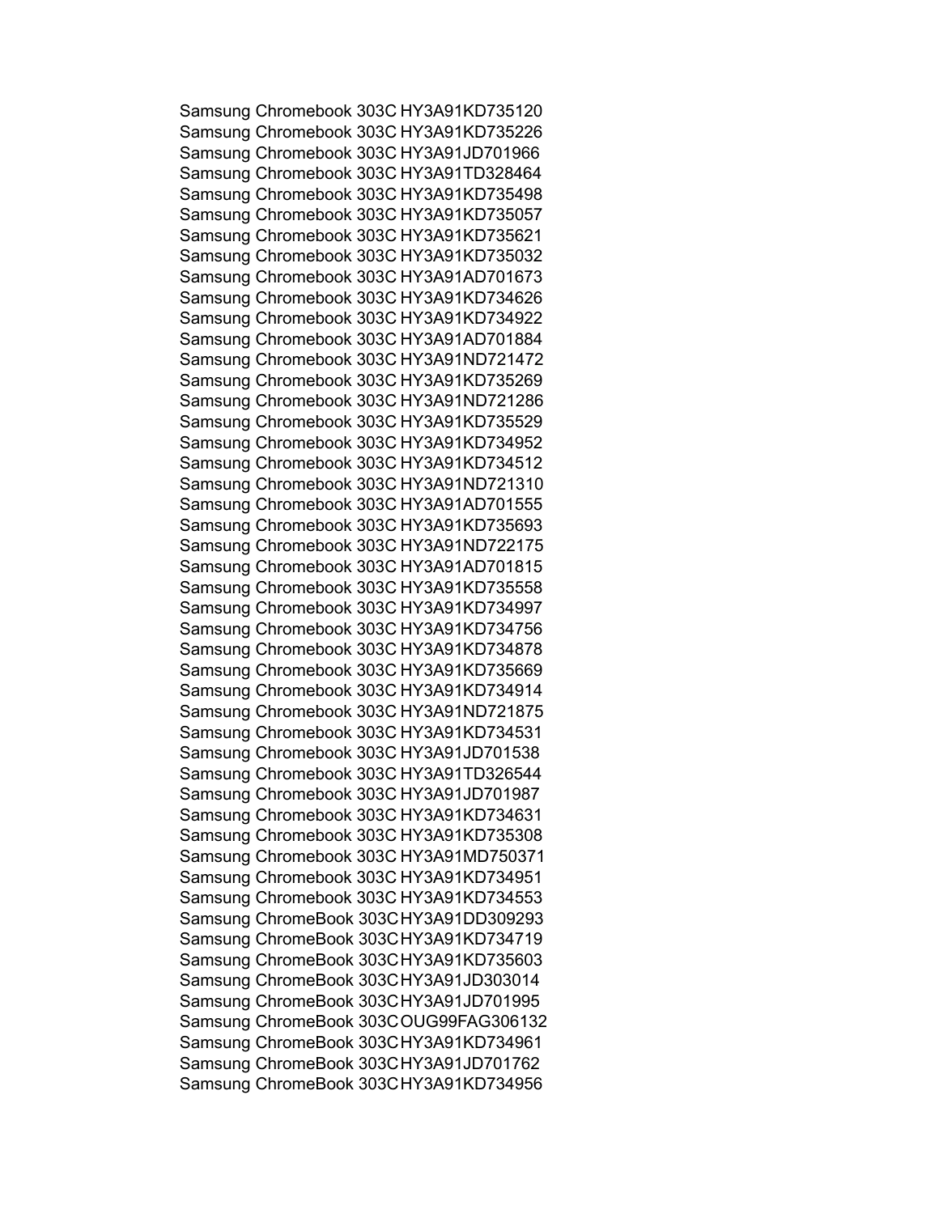Samsung Chromebook 303C HY3A91KD735120
Samsung Chromebook 303C HY3A91KD735226
Samsung Chromebook 303C HY3A91JD701966
Samsung Chromebook 303C HY3A91TD328464
Samsung Chromebook 303C HY3A91KD735498
Samsung Chromebook 303C HY3A91KD735057
Samsung Chromebook 303C HY3A91KD735621
Samsung Chromebook 303C HY3A91KD735032
Samsung Chromebook 303C HY3A91AD701673
Samsung Chromebook 303C HY3A91KD734626
Samsung Chromebook 303C HY3A91KD734922
Samsung Chromebook 303C HY3A91AD701884
Samsung Chromebook 303C HY3A91ND721472
Samsung Chromebook 303C HY3A91KD735269
Samsung Chromebook 303C HY3A91ND721286
Samsung Chromebook 303C HY3A91KD735529
Samsung Chromebook 303C HY3A91KD734952
Samsung Chromebook 303C HY3A91KD734512
Samsung Chromebook 303C HY3A91ND721310
Samsung Chromebook 303C HY3A91AD701555
Samsung Chromebook 303C HY3A91KD735693
Samsung Chromebook 303C HY3A91ND722175
Samsung Chromebook 303C HY3A91AD701815
Samsung Chromebook 303C HY3A91KD735558
Samsung Chromebook 303C HY3A91KD734997
Samsung Chromebook 303C HY3A91KD734756
Samsung Chromebook 303C HY3A91KD734878
Samsung Chromebook 303C HY3A91KD735669
Samsung Chromebook 303C HY3A91KD734914
Samsung Chromebook 303C HY3A91ND721875
Samsung Chromebook 303C HY3A91KD734531
Samsung Chromebook 303C HY3A91JD701538
Samsung Chromebook 303C HY3A91TD326544
Samsung Chromebook 303C HY3A91JD701987
Samsung Chromebook 303C HY3A91KD734631
Samsung Chromebook 303C HY3A91KD735308
Samsung Chromebook 303C HY3A91MD750371
Samsung Chromebook 303C HY3A91KD734951
Samsung Chromebook 303C HY3A91KD734553
Samsung ChromeBook 303C HY3A91DD309293
Samsung ChromeBook 303C HY3A91KD734719
Samsung ChromeBook 303C HY3A91KD735603
Samsung ChromeBook 303C HY3A91JD303014
Samsung ChromeBook 303C HY3A91JD701995
Samsung ChromeBook 303C OUG99FAG306132
Samsung ChromeBook 303C HY3A91KD734961
Samsung ChromeBook 303C HY3A91JD701762
Samsung ChromeBook 303C HY3A91KD734956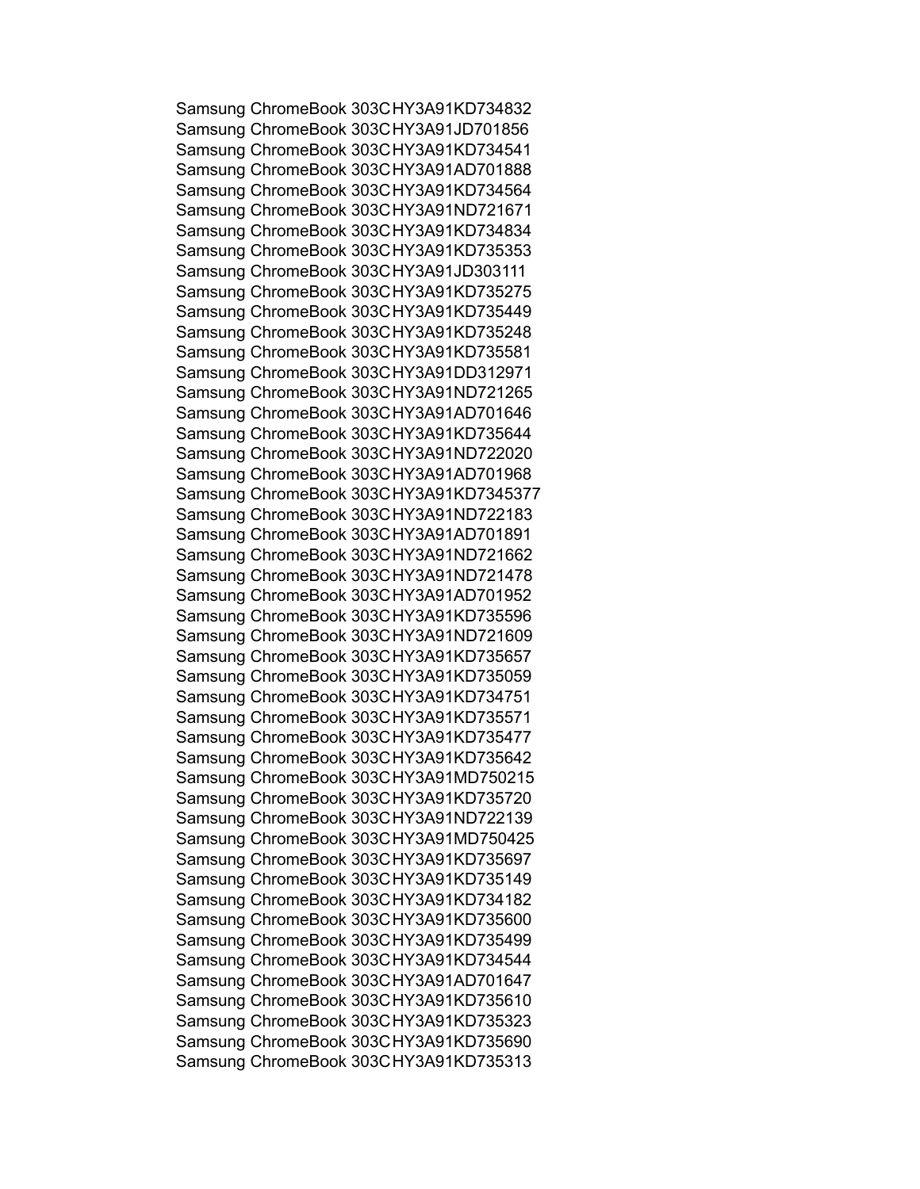Samsung ChromeBook 303C HY3A91KD734832
Samsung ChromeBook 303C HY3A91JD701856
Samsung ChromeBook 303C HY3A91KD734541
Samsung ChromeBook 303C HY3A91AD701888
Samsung ChromeBook 303C HY3A91KD734564
Samsung ChromeBook 303C HY3A91ND721671
Samsung ChromeBook 303C HY3A91KD734834
Samsung ChromeBook 303C HY3A91KD735353
Samsung ChromeBook 303C HY3A91JD303111
Samsung ChromeBook 303C HY3A91KD735275
Samsung ChromeBook 303C HY3A91KD735449
Samsung ChromeBook 303C HY3A91KD735248
Samsung ChromeBook 303C HY3A91KD735581
Samsung ChromeBook 303C HY3A91DD312971
Samsung ChromeBook 303C HY3A91ND721265
Samsung ChromeBook 303C HY3A91AD701646
Samsung ChromeBook 303C HY3A91KD735644
Samsung ChromeBook 303C HY3A91ND722020
Samsung ChromeBook 303C HY3A91AD701968
Samsung ChromeBook 303C HY3A91KD7345377
Samsung ChromeBook 303C HY3A91ND722183
Samsung ChromeBook 303C HY3A91AD701891
Samsung ChromeBook 303C HY3A91ND721662
Samsung ChromeBook 303C HY3A91ND721478
Samsung ChromeBook 303C HY3A91AD701952
Samsung ChromeBook 303C HY3A91KD735596
Samsung ChromeBook 303C HY3A91ND721609
Samsung ChromeBook 303C HY3A91KD735657
Samsung ChromeBook 303C HY3A91KD735059
Samsung ChromeBook 303C HY3A91KD734751
Samsung ChromeBook 303C HY3A91KD735571
Samsung ChromeBook 303C HY3A91KD735477
Samsung ChromeBook 303C HY3A91KD735642
Samsung ChromeBook 303C HY3A91MD750215
Samsung ChromeBook 303C HY3A91KD735720
Samsung ChromeBook 303C HY3A91ND722139
Samsung ChromeBook 303C HY3A91MD750425
Samsung ChromeBook 303C HY3A91KD735697
Samsung ChromeBook 303C HY3A91KD735149
Samsung ChromeBook 303C HY3A91KD734182
Samsung ChromeBook 303C HY3A91KD735600
Samsung ChromeBook 303C HY3A91KD735499
Samsung ChromeBook 303C HY3A91KD734544
Samsung ChromeBook 303C HY3A91AD701647
Samsung ChromeBook 303C HY3A91KD735610
Samsung ChromeBook 303C HY3A91KD735323
Samsung ChromeBook 303C HY3A91KD735690
Samsung ChromeBook 303C HY3A91KD735313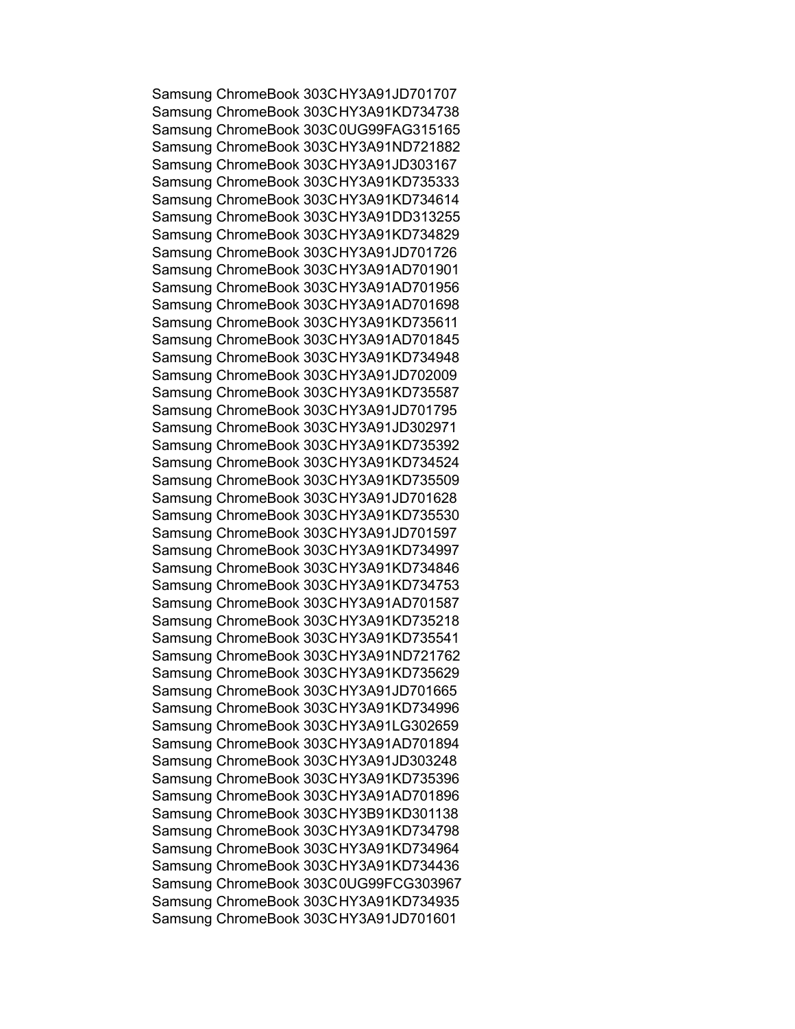Samsung ChromeBook 303C HY3A91JD701707
Samsung ChromeBook 303C HY3A91KD734738
Samsung ChromeBook 303C 0UG99FAG315165
Samsung ChromeBook 303C HY3A91ND721882
Samsung ChromeBook 303C HY3A91JD303167
Samsung ChromeBook 303C HY3A91KD735333
Samsung ChromeBook 303C HY3A91KD734614
Samsung ChromeBook 303C HY3A91DD313255
Samsung ChromeBook 303C HY3A91KD734829
Samsung ChromeBook 303C HY3A91JD701726
Samsung ChromeBook 303C HY3A91AD701901
Samsung ChromeBook 303C HY3A91AD701956
Samsung ChromeBook 303C HY3A91AD701698
Samsung ChromeBook 303C HY3A91KD735611
Samsung ChromeBook 303C HY3A91AD701845
Samsung ChromeBook 303C HY3A91KD734948
Samsung ChromeBook 303C HY3A91JD702009
Samsung ChromeBook 303C HY3A91KD735587
Samsung ChromeBook 303C HY3A91JD701795
Samsung ChromeBook 303C HY3A91JD302971
Samsung ChromeBook 303C HY3A91KD735392
Samsung ChromeBook 303C HY3A91KD734524
Samsung ChromeBook 303C HY3A91KD735509
Samsung ChromeBook 303C HY3A91JD701628
Samsung ChromeBook 303C HY3A91KD735530
Samsung ChromeBook 303C HY3A91JD701597
Samsung ChromeBook 303C HY3A91KD734997
Samsung ChromeBook 303C HY3A91KD734846
Samsung ChromeBook 303C HY3A91KD734753
Samsung ChromeBook 303C HY3A91AD701587
Samsung ChromeBook 303C HY3A91KD735218
Samsung ChromeBook 303C HY3A91KD735541
Samsung ChromeBook 303C HY3A91ND721762
Samsung ChromeBook 303C HY3A91KD735629
Samsung ChromeBook 303C HY3A91JD701665
Samsung ChromeBook 303C HY3A91KD734996
Samsung ChromeBook 303C HY3A91LG302659
Samsung ChromeBook 303C HY3A91AD701894
Samsung ChromeBook 303C HY3A91JD303248
Samsung ChromeBook 303C HY3A91KD735396
Samsung ChromeBook 303C HY3A91AD701896
Samsung ChromeBook 303C HY3B91KD301138
Samsung ChromeBook 303C HY3A91KD734798
Samsung ChromeBook 303C HY3A91KD734964
Samsung ChromeBook 303C HY3A91KD734436
Samsung ChromeBook 303C 0UG99FCG303967
Samsung ChromeBook 303C HY3A91KD734935
Samsung ChromeBook 303C HY3A91JD701601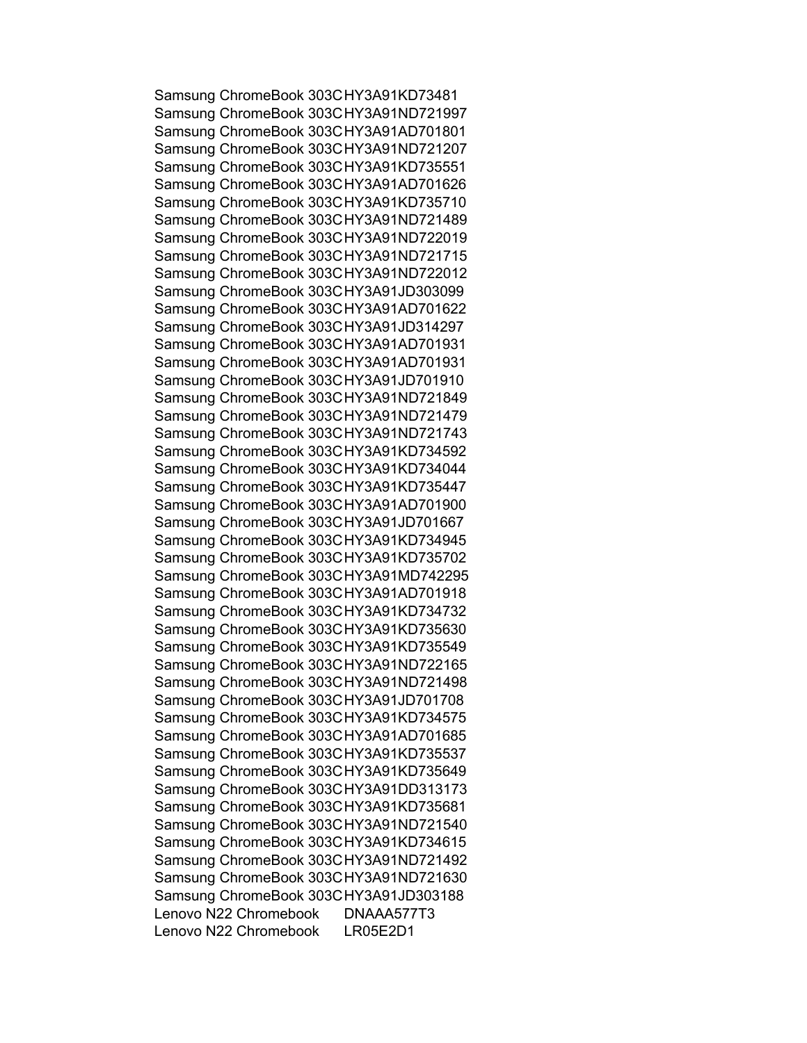| | |
|---|---|
| Samsung ChromeBook 303C | HY3A91KD73481 |
| Samsung ChromeBook 303C | HY3A91ND721997 |
| Samsung ChromeBook 303C | HY3A91AD701801 |
| Samsung ChromeBook 303C | HY3A91ND721207 |
| Samsung ChromeBook 303C | HY3A91KD735551 |
| Samsung ChromeBook 303C | HY3A91AD701626 |
| Samsung ChromeBook 303C | HY3A91KD735710 |
| Samsung ChromeBook 303C | HY3A91ND721489 |
| Samsung ChromeBook 303C | HY3A91ND722019 |
| Samsung ChromeBook 303C | HY3A91ND721715 |
| Samsung ChromeBook 303C | HY3A91ND722012 |
| Samsung ChromeBook 303C | HY3A91JD303099 |
| Samsung ChromeBook 303C | HY3A91AD701622 |
| Samsung ChromeBook 303C | HY3A91JD314297 |
| Samsung ChromeBook 303C | HY3A91AD701931 |
| Samsung ChromeBook 303C | HY3A91AD701931 |
| Samsung ChromeBook 303C | HY3A91JD701910 |
| Samsung ChromeBook 303C | HY3A91ND721849 |
| Samsung ChromeBook 303C | HY3A91ND721479 |
| Samsung ChromeBook 303C | HY3A91ND721743 |
| Samsung ChromeBook 303C | HY3A91KD734592 |
| Samsung ChromeBook 303C | HY3A91KD734044 |
| Samsung ChromeBook 303C | HY3A91KD735447 |
| Samsung ChromeBook 303C | HY3A91AD701900 |
| Samsung ChromeBook 303C | HY3A91JD701667 |
| Samsung ChromeBook 303C | HY3A91KD734945 |
| Samsung ChromeBook 303C | HY3A91KD735702 |
| Samsung ChromeBook 303C | HY3A91MD742295 |
| Samsung ChromeBook 303C | HY3A91AD701918 |
| Samsung ChromeBook 303C | HY3A91KD734732 |
| Samsung ChromeBook 303C | HY3A91KD735630 |
| Samsung ChromeBook 303C | HY3A91KD735549 |
| Samsung ChromeBook 303C | HY3A91ND722165 |
| Samsung ChromeBook 303C | HY3A91ND721498 |
| Samsung ChromeBook 303C | HY3A91JD701708 |
| Samsung ChromeBook 303C | HY3A91KD734575 |
| Samsung ChromeBook 303C | HY3A91AD701685 |
| Samsung ChromeBook 303C | HY3A91KD735537 |
| Samsung ChromeBook 303C | HY3A91KD735649 |
| Samsung ChromeBook 303C | HY3A91DD313173 |
| Samsung ChromeBook 303C | HY3A91KD735681 |
| Samsung ChromeBook 303C | HY3A91ND721540 |
| Samsung ChromeBook 303C | HY3A91KD734615 |
| Samsung ChromeBook 303C | HY3A91ND721492 |
| Samsung ChromeBook 303C | HY3A91ND721630 |
| Samsung ChromeBook 303C | HY3A91JD303188 |
| Lenovo N22 Chromebook | DNAAA577T3 |
| Lenovo N22 Chromebook | LR05E2D1 |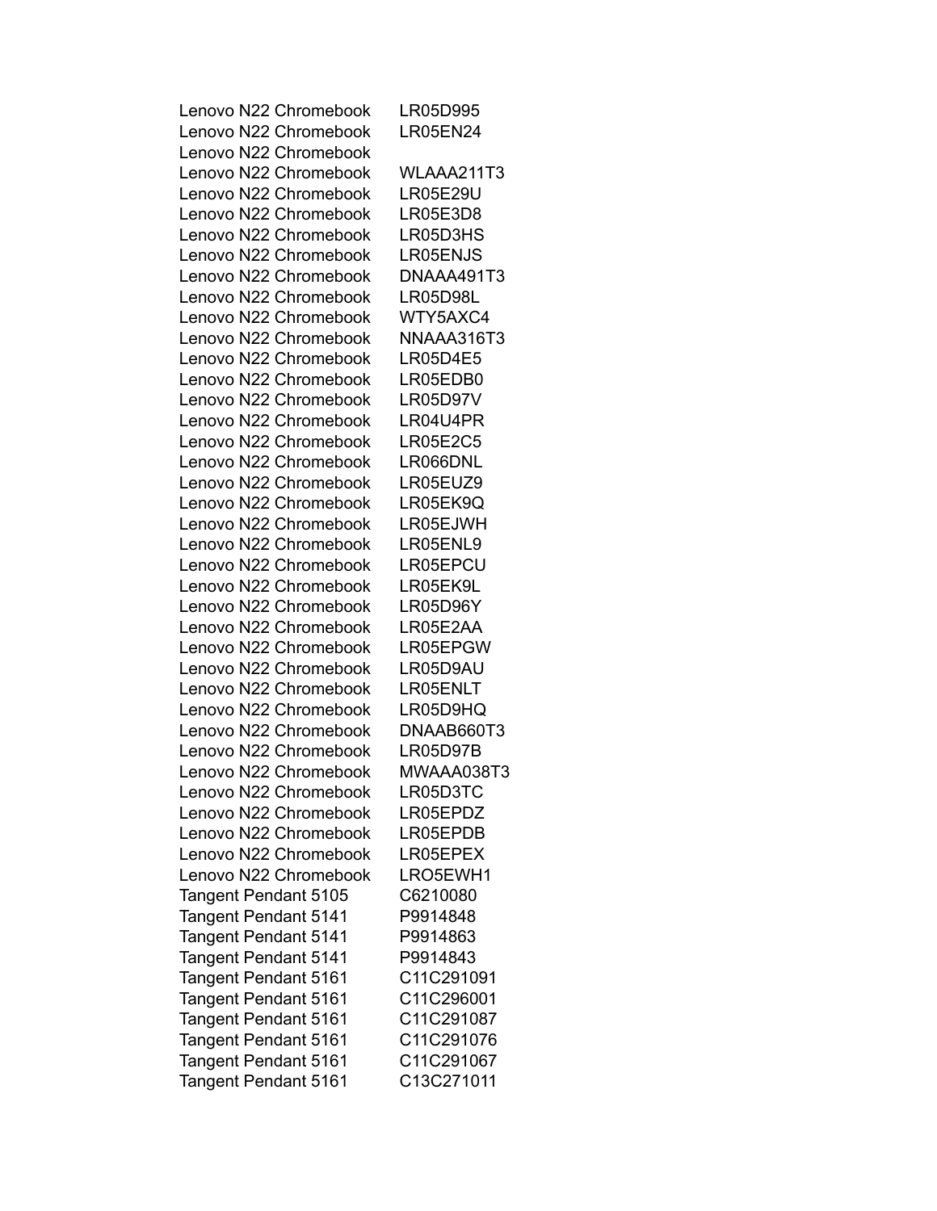| | |
|---|---|
| Lenovo N22 Chromebook | LR05D995 |
| Lenovo N22 Chromebook | LR05EN24 |
| Lenovo N22 Chromebook | |
| Lenovo N22 Chromebook | WLAAA211T3 |
| Lenovo N22 Chromebook | LR05E29U |
| Lenovo N22 Chromebook | LR05E3D8 |
| Lenovo N22 Chromebook | LR05D3HS |
| Lenovo N22 Chromebook | LR05ENJS |
| Lenovo N22 Chromebook | DNAAA491T3 |
| Lenovo N22 Chromebook | LR05D98L |
| Lenovo N22 Chromebook | WTY5AXC4 |
| Lenovo N22 Chromebook | NNAAA316T3 |
| Lenovo N22 Chromebook | LR05D4E5 |
| Lenovo N22 Chromebook | LR05EDB0 |
| Lenovo N22 Chromebook | LR05D97V |
| Lenovo N22 Chromebook | LR04U4PR |
| Lenovo N22 Chromebook | LR05E2C5 |
| Lenovo N22 Chromebook | LR066DNL |
| Lenovo N22 Chromebook | LR05EUZ9 |
| Lenovo N22 Chromebook | LR05EK9Q |
| Lenovo N22 Chromebook | LR05EJWH |
| Lenovo N22 Chromebook | LR05ENL9 |
| Lenovo N22 Chromebook | LR05EPCU |
| Lenovo N22 Chromebook | LR05EK9L |
| Lenovo N22 Chromebook | LR05D96Y |
| Lenovo N22 Chromebook | LR05E2AA |
| Lenovo N22 Chromebook | LR05EPGW |
| Lenovo N22 Chromebook | LR05D9AU |
| Lenovo N22 Chromebook | LR05ENLT |
| Lenovo N22 Chromebook | LR05D9HQ |
| Lenovo N22 Chromebook | DNAAB660T3 |
| Lenovo N22 Chromebook | LR05D97B |
| Lenovo N22 Chromebook | MWAAA038T3 |
| Lenovo N22 Chromebook | LR05D3TC |
| Lenovo N22 Chromebook | LR05EPDZ |
| Lenovo N22 Chromebook | LR05EPDB |
| Lenovo N22 Chromebook | LR05EPEX |
| Lenovo N22 Chromebook | LRO5EWH1 |
| Tangent Pendant 5105 | C6210080 |
| Tangent Pendant 5141 | P9914848 |
| Tangent Pendant 5141 | P9914863 |
| Tangent Pendant 5141 | P9914843 |
| Tangent Pendant 5161 | C11C291091 |
| Tangent Pendant 5161 | C11C296001 |
| Tangent Pendant 5161 | C11C291087 |
| Tangent Pendant 5161 | C11C291076 |
| Tangent Pendant 5161 | C11C291067 |
| Tangent Pendant 5161 | C13C271011 |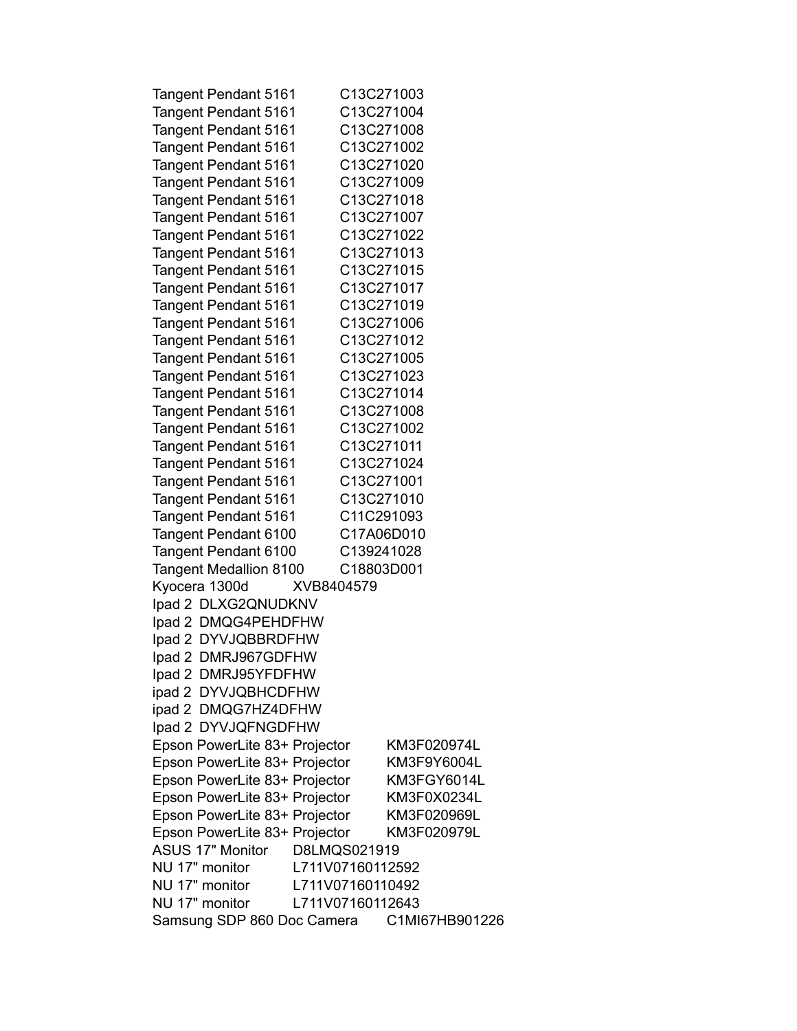Tangent Pendant 5161 C13C271003
Tangent Pendant 5161 C13C271004
Tangent Pendant 5161 C13C271008
Tangent Pendant 5161 C13C271002
Tangent Pendant 5161 C13C271020
Tangent Pendant 5161 C13C271009
Tangent Pendant 5161 C13C271018
Tangent Pendant 5161 C13C271007
Tangent Pendant 5161 C13C271022
Tangent Pendant 5161 C13C271013
Tangent Pendant 5161 C13C271015
Tangent Pendant 5161 C13C271017
Tangent Pendant 5161 C13C271019
Tangent Pendant 5161 C13C271006
Tangent Pendant 5161 C13C271012
Tangent Pendant 5161 C13C271005
Tangent Pendant 5161 C13C271023
Tangent Pendant 5161 C13C271014
Tangent Pendant 5161 C13C271008
Tangent Pendant 5161 C13C271002
Tangent Pendant 5161 C13C271011
Tangent Pendant 5161 C13C271024
Tangent Pendant 5161 C13C271001
Tangent Pendant 5161 C13C271010
Tangent Pendant 5161 C11C291093
Tangent Pendant 6100 C17A06D010
Tangent Pendant 6100 C139241028
Tangent Medallion 8100 C18803D001
Kyocera 1300d XVB8404579
Ipad 2 DLXG2QNUDKNV
Ipad 2 DMQG4PEHDFHW
Ipad 2 DYVJQBBRDFHW
Ipad 2 DMRJ967GDFHW
Ipad 2 DMRJ95YFDFHW
ipad 2 DYVJQBHCDFHW
ipad 2 DMQG7HZ4DFHW
Ipad 2 DYVJQFNGDFHW
Epson PowerLite 83+ Projector KM3F020974L
Epson PowerLite 83+ Projector KM3F9Y6004L
Epson PowerLite 83+ Projector KM3FGY6014L
Epson PowerLite 83+ Projector KM3F0X0234L
Epson PowerLite 83+ Projector KM3F020969L
Epson PowerLite 83+ Projector KM3F020979L
ASUS 17" Monitor D8LMQS021919
NU 17" monitor L711V07160112592
NU 17" monitor L711V07160110492
NU 17" monitor L711V07160112643
Samsung SDP 860 Doc Camera C1MI67HB901226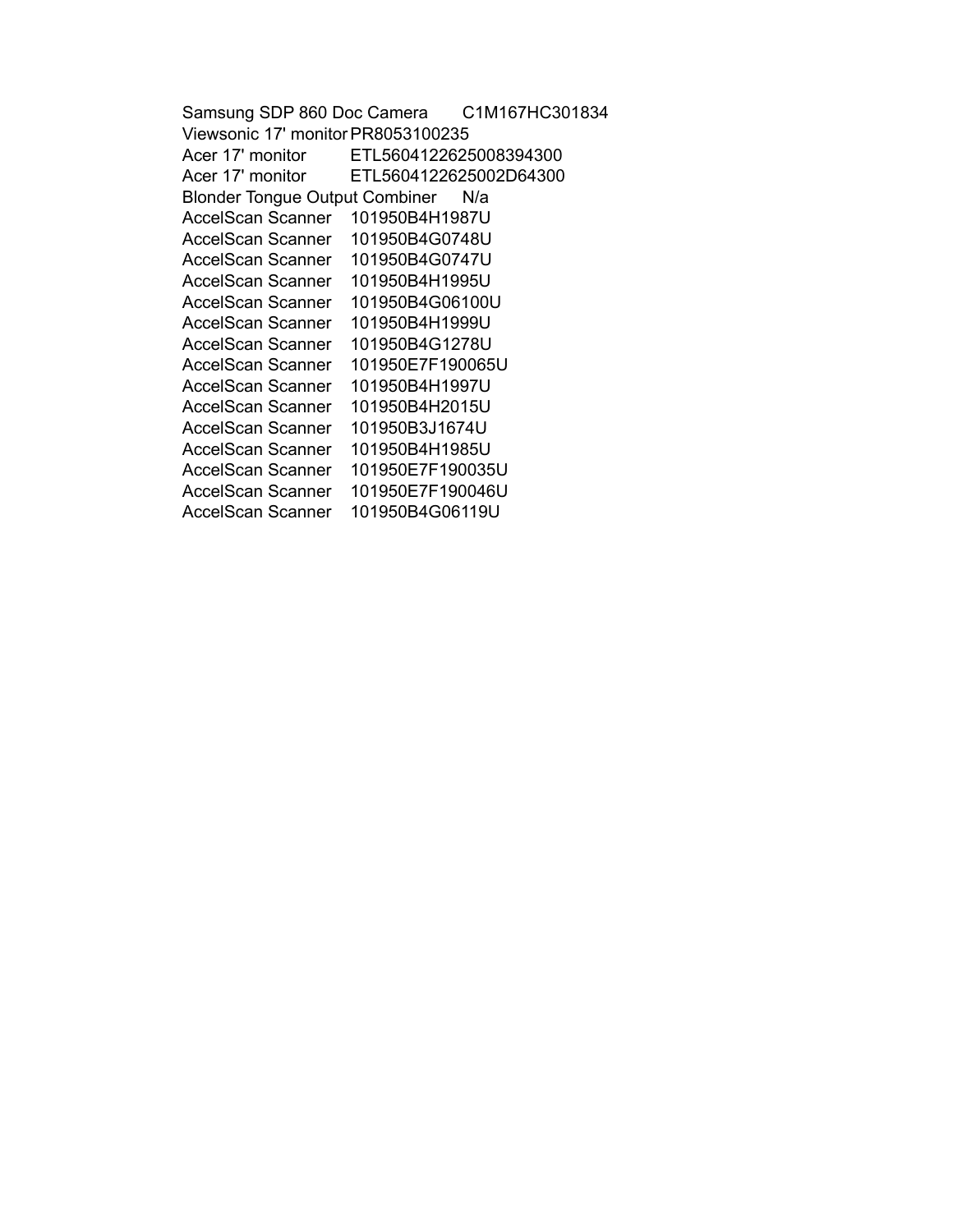| | |
|---|---|
| Samsung SDP 860 Doc Camera | C1M167HC301834 |
| Viewsonic 17' monitor | PR8053100235 |
| Acer 17' monitor | ETL5604122625008394300 |
| Acer 17' monitor | ETL5604122625002D64300 |
| Blonder Tongue Output Combiner | N/a |
| AccelScan Scanner | 101950B4H1987U |
| AccelScan Scanner | 101950B4G0748U |
| AccelScan Scanner | 101950B4G0747U |
| AccelScan Scanner | 101950B4H1995U |
| AccelScan Scanner | 101950B4G06100U |
| AccelScan Scanner | 101950B4H1999U |
| AccelScan Scanner | 101950B4G1278U |
| AccelScan Scanner | 101950E7F190065U |
| AccelScan Scanner | 101950B4H1997U |
| AccelScan Scanner | 101950B4H2015U |
| AccelScan Scanner | 101950B3J1674U |
| AccelScan Scanner | 101950B4H1985U |
| AccelScan Scanner | 101950E7F190035U |
| AccelScan Scanner | 101950E7F190046U |
| AccelScan Scanner | 101950B4G06119U |